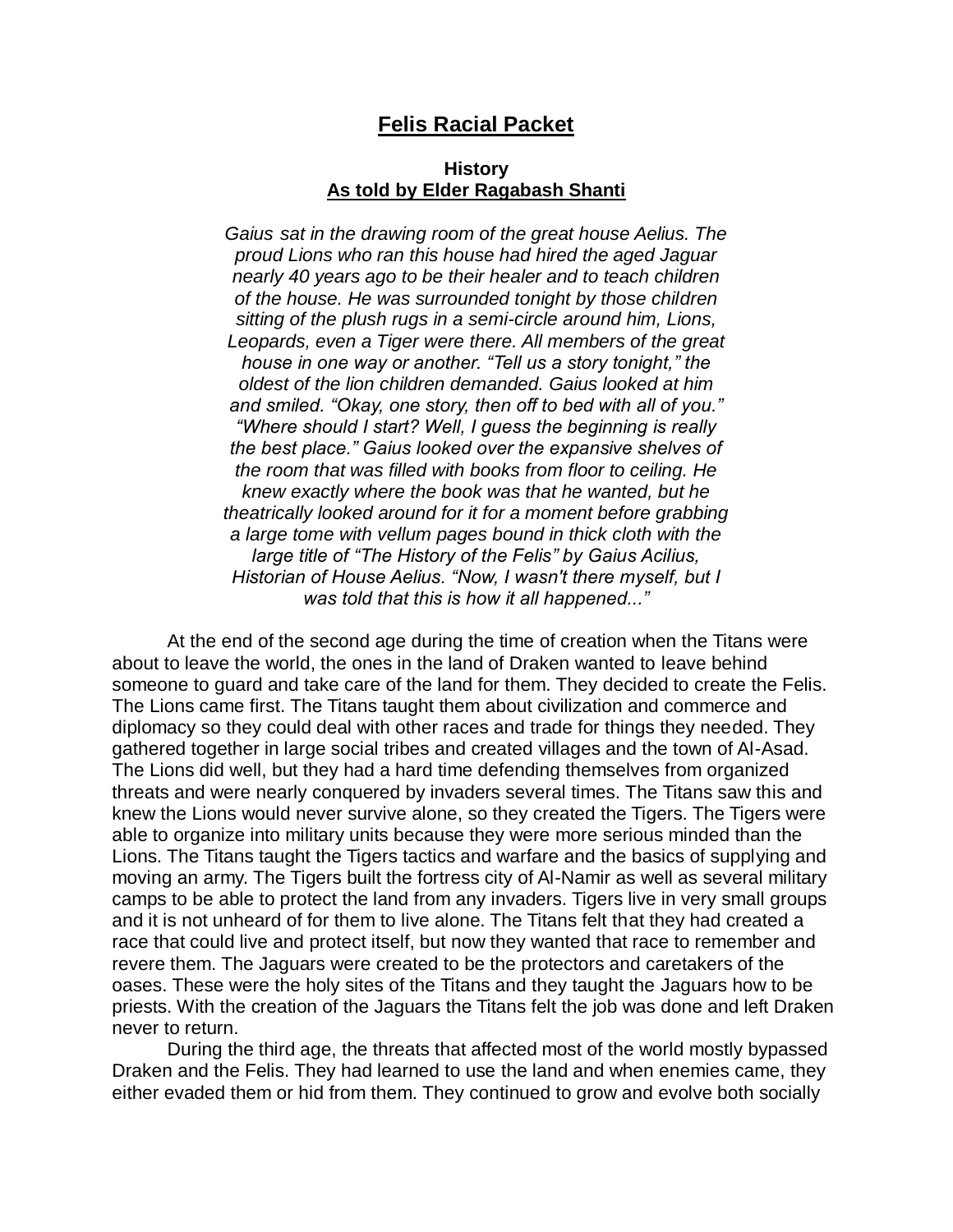# **Felis Racial Packet**

## **History**
## **As told by Elder Ragabash Shanti**

*Gaius sat in the drawing room of the great house Aelius. The proud Lions who ran this house had hired the aged Jaguar nearly 40 years ago to be their healer and to teach children of the house. He was surrounded tonight by those children sitting of the plush rugs in a semi-circle around him, Lions, Leopards, even a Tiger were there. All members of the great house in one way or another. "Tell us a story tonight," the oldest of the lion children demanded. Gaius looked at him and smiled. "Okay, one story, then off to bed with all of you." "Where should I start? Well, I guess the beginning is really the best place." Gaius looked over the expansive shelves of the room that was filled with books from floor to ceiling. He knew exactly where the book was that he wanted, but he theatrically looked around for it for a moment before grabbing a large tome with vellum pages bound in thick cloth with the large title of "The History of the Felis" by Gaius Acilius, Historian of House Aelius. "Now, I wasn't there myself, but I was told that this is how it all happened..."*

At the end of the second age during the time of creation when the Titans were about to leave the world, the ones in the land of Draken wanted to leave behind someone to guard and take care of the land for them. They decided to create the Felis. The Lions came first. The Titans taught them about civilization and commerce and diplomacy so they could deal with other races and trade for things they needed. They gathered together in large social tribes and created villages and the town of Al-Asad. The Lions did well, but they had a hard time defending themselves from organized threats and were nearly conquered by invaders several times. The Titans saw this and knew the Lions would never survive alone, so they created the Tigers. The Tigers were able to organize into military units because they were more serious minded than the Lions. The Titans taught the Tigers tactics and warfare and the basics of supplying and moving an army. The Tigers built the fortress city of Al-Namir as well as several military camps to be able to protect the land from any invaders. Tigers live in very small groups and it is not unheard of for them to live alone. The Titans felt that they had created a race that could live and protect itself, but now they wanted that race to remember and revere them. The Jaguars were created to be the protectors and caretakers of the oases. These were the holy sites of the Titans and they taught the Jaguars how to be priests. With the creation of the Jaguars the Titans felt the job was done and left Draken never to return.

During the third age, the threats that affected most of the world mostly bypassed Draken and the Felis. They had learned to use the land and when enemies came, they either evaded them or hid from them. They continued to grow and evolve both socially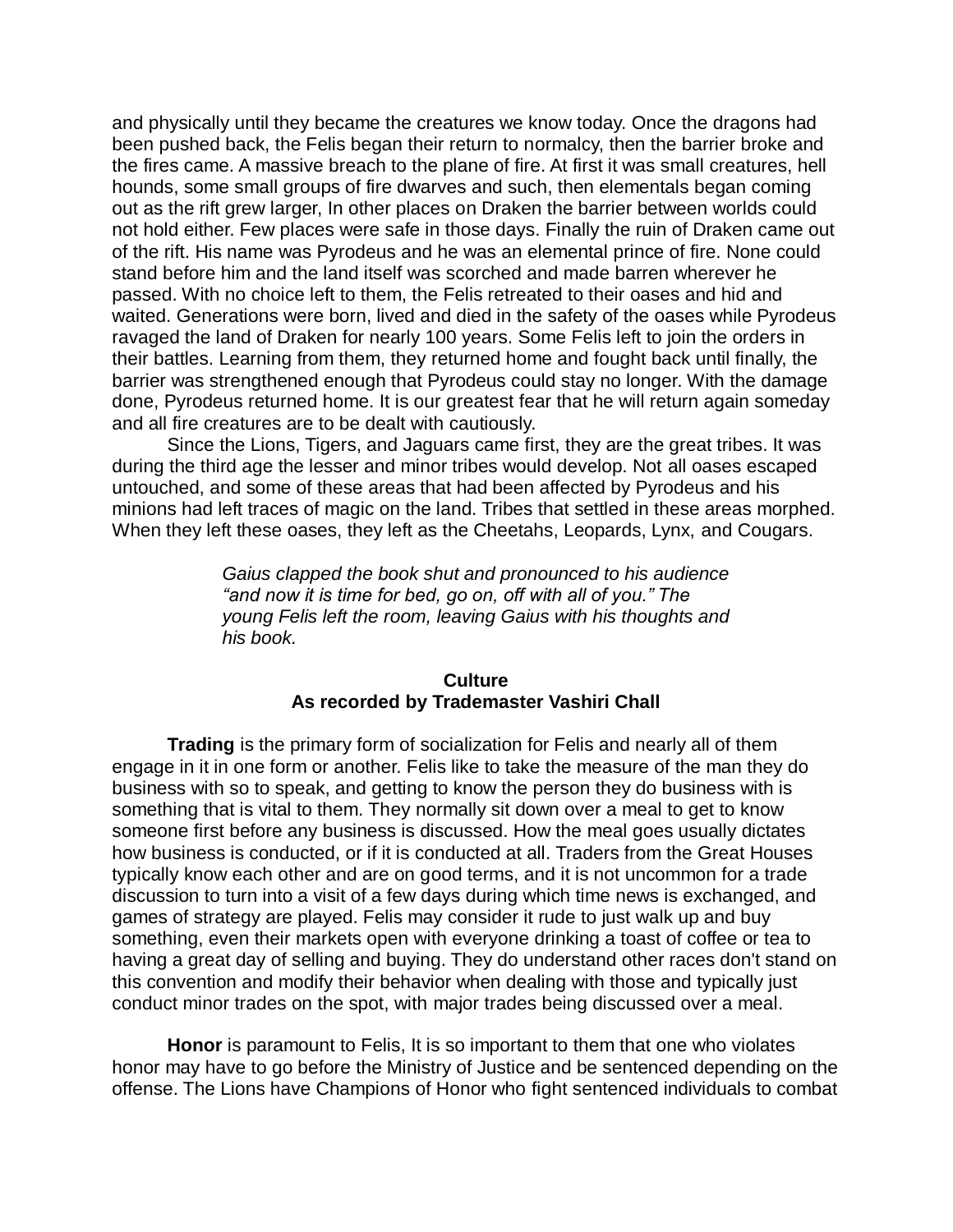and physically until they became the creatures we know today. Once the dragons had been pushed back, the Felis began their return to normalcy, then the barrier broke and the fires came. A massive breach to the plane of fire. At first it was small creatures, hell hounds, some small groups of fire dwarves and such, then elementals began coming out as the rift grew larger, In other places on Draken the barrier between worlds could not hold either. Few places were safe in those days. Finally the ruin of Draken came out of the rift. His name was Pyrodeus and he was an elemental prince of fire. None could stand before him and the land itself was scorched and made barren wherever he passed. With no choice left to them, the Felis retreated to their oases and hid and waited. Generations were born, lived and died in the safety of the oases while Pyrodeus ravaged the land of Draken for nearly 100 years. Some Felis left to join the orders in their battles. Learning from them, they returned home and fought back until finally, the barrier was strengthened enough that Pyrodeus could stay no longer. With the damage done, Pyrodeus returned home. It is our greatest fear that he will return again someday and all fire creatures are to be dealt with cautiously.

Since the Lions, Tigers, and Jaguars came first, they are the great tribes. It was during the third age the lesser and minor tribes would develop. Not all oases escaped untouched, and some of these areas that had been affected by Pyrodeus and his minions had left traces of magic on the land. Tribes that settled in these areas morphed. When they left these oases, they left as the Cheetahs, Leopards, Lynx, and Cougars.

> *Gaius clapped the book shut and pronounced to his audience "and now it is time for bed, go on, off with all of you." The young Felis left the room, leaving Gaius with his thoughts and his book.*

## Culture
### As recorded by Trademaster Vashiri Chall

**Trading** is the primary form of socialization for Felis and nearly all of them engage in it in one form or another. Felis like to take the measure of the man they do business with so to speak, and getting to know the person they do business with is something that is vital to them. They normally sit down over a meal to get to know someone first before any business is discussed. How the meal goes usually dictates how business is conducted, or if it is conducted at all. Traders from the Great Houses typically know each other and are on good terms, and it is not uncommon for a trade discussion to turn into a visit of a few days during which time news is exchanged, and games of strategy are played. Felis may consider it rude to just walk up and buy something, even their markets open with everyone drinking a toast of coffee or tea to having a great day of selling and buying. They do understand other races don't stand on this convention and modify their behavior when dealing with those and typically just conduct minor trades on the spot, with major trades being discussed over a meal.

**Honor** is paramount to Felis, It is so important to them that one who violates honor may have to go before the Ministry of Justice and be sentenced depending on the offense. The Lions have Champions of Honor who fight sentenced individuals to combat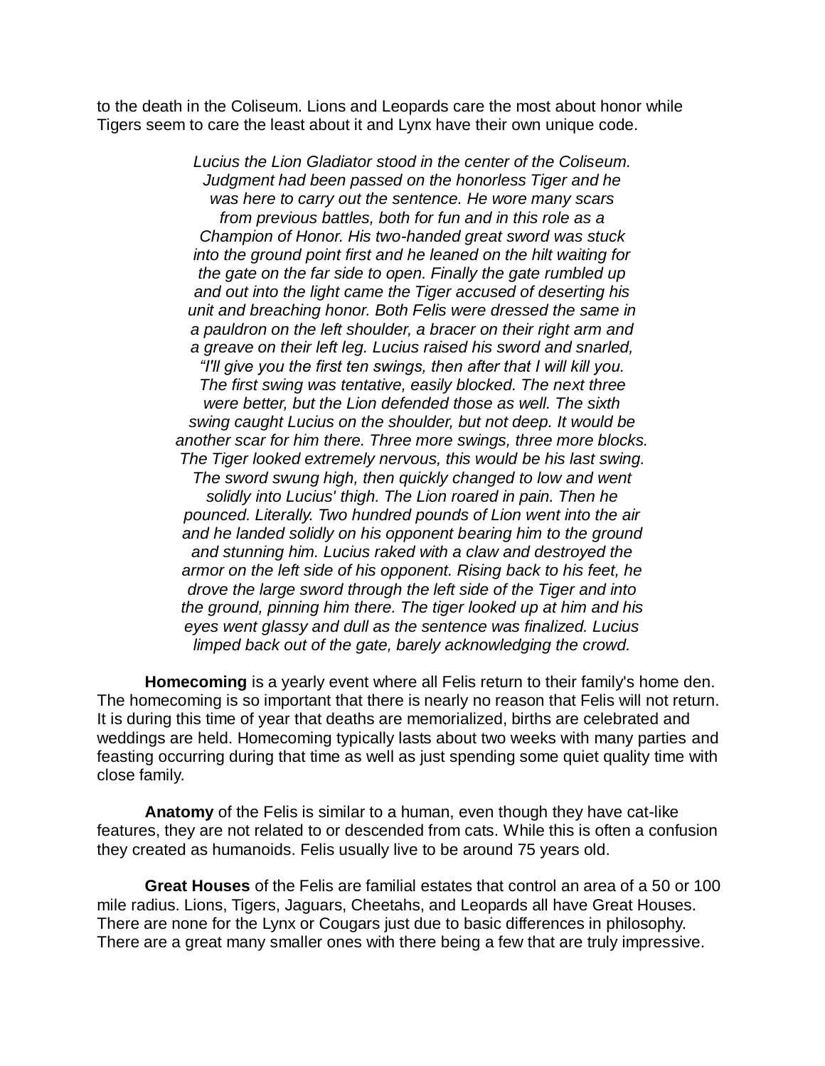to the death in the Coliseum. Lions and Leopards care the most about honor while Tigers seem to care the least about it and Lynx have their own unique code.

*Lucius the Lion Gladiator stood in the center of the Coliseum. Judgment had been passed on the honorless Tiger and he was here to carry out the sentence. He wore many scars from previous battles, both for fun and in this role as a Champion of Honor. His two-handed great sword was stuck into the ground point first and he leaned on the hilt waiting for the gate on the far side to open. Finally the gate rumbled up and out into the light came the Tiger accused of deserting his unit and breaching honor. Both Felis were dressed the same in a pauldron on the left shoulder, a bracer on their right arm and a greave on their left leg. Lucius raised his sword and snarled, "I'll give you the first ten swings, then after that I will kill you. The first swing was tentative, easily blocked. The next three were better, but the Lion defended those as well. The sixth swing caught Lucius on the shoulder, but not deep. It would be another scar for him there. Three more swings, three more blocks. The Tiger looked extremely nervous, this would be his last swing. The sword swung high, then quickly changed to low and went solidly into Lucius' thigh. The Lion roared in pain. Then he pounced. Literally. Two hundred pounds of Lion went into the air and he landed solidly on his opponent bearing him to the ground and stunning him. Lucius raked with a claw and destroyed the armor on the left side of his opponent. Rising back to his feet, he drove the large sword through the left side of the Tiger and into the ground, pinning him there. The tiger looked up at him and his eyes went glassy and dull as the sentence was finalized. Lucius limped back out of the gate, barely acknowledging the crowd.*

**Homecoming** is a yearly event where all Felis return to their family's home den. The homecoming is so important that there is nearly no reason that Felis will not return. It is during this time of year that deaths are memorialized, births are celebrated and weddings are held. Homecoming typically lasts about two weeks with many parties and feasting occurring during that time as well as just spending some quiet quality time with close family.

**Anatomy** of the Felis is similar to a human, even though they have cat-like features, they are not related to or descended from cats. While this is often a confusion they created as humanoids. Felis usually live to be around 75 years old.

**Great Houses** of the Felis are familial estates that control an area of a 50 or 100 mile radius. Lions, Tigers, Jaguars, Cheetahs, and Leopards all have Great Houses. There are none for the Lynx or Cougars just due to basic differences in philosophy. There are a great many smaller ones with there being a few that are truly impressive.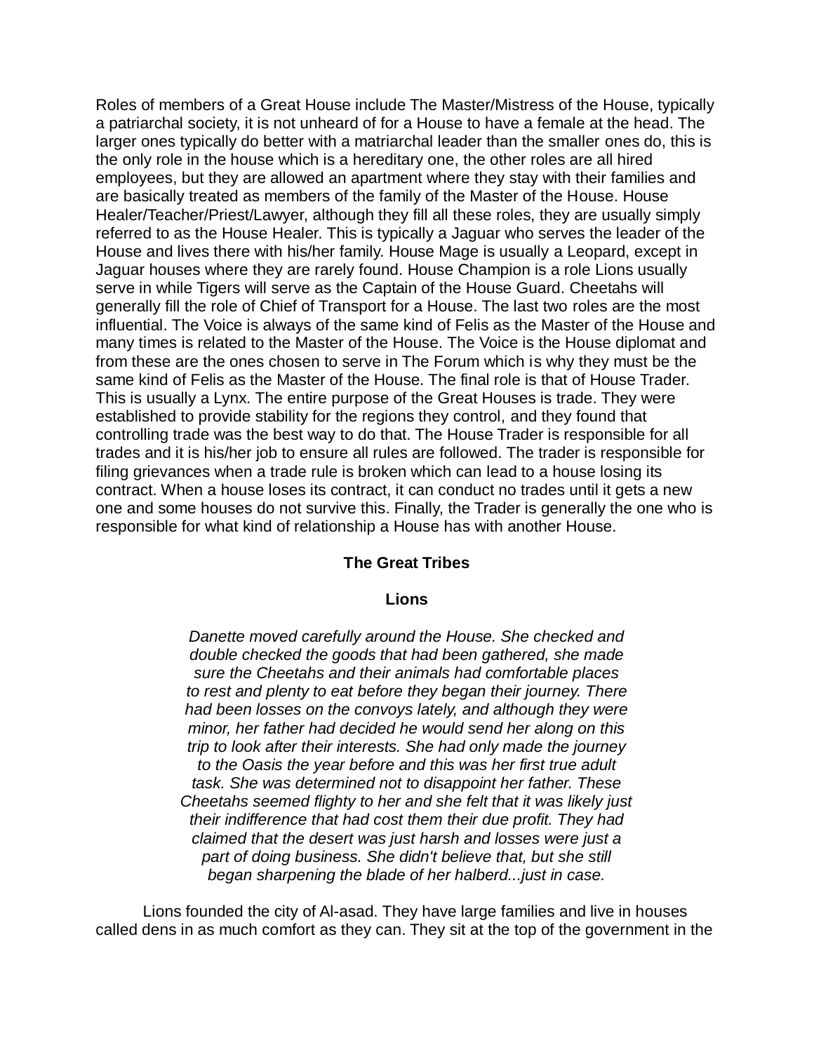Roles of members of a Great House include The Master/Mistress of the House, typically a patriarchal society, it is not unheard of for a House to have a female at the head. The larger ones typically do better with a matriarchal leader than the smaller ones do, this is the only role in the house which is a hereditary one, the other roles are all hired employees, but they are allowed an apartment where they stay with their families and are basically treated as members of the family of the Master of the House. House Healer/Teacher/Priest/Lawyer, although they fill all these roles, they are usually simply referred to as the House Healer. This is typically a Jaguar who serves the leader of the House and lives there with his/her family. House Mage is usually a Leopard, except in Jaguar houses where they are rarely found. House Champion is a role Lions usually serve in while Tigers will serve as the Captain of the House Guard. Cheetahs will generally fill the role of Chief of Transport for a House. The last two roles are the most influential. The Voice is always of the same kind of Felis as the Master of the House and many times is related to the Master of the House. The Voice is the House diplomat and from these are the ones chosen to serve in The Forum which is why they must be the same kind of Felis as the Master of the House. The final role is that of House Trader. This is usually a Lynx. The entire purpose of the Great Houses is trade. They were established to provide stability for the regions they control, and they found that controlling trade was the best way to do that. The House Trader is responsible for all trades and it is his/her job to ensure all rules are followed. The trader is responsible for filing grievances when a trade rule is broken which can lead to a house losing its contract. When a house loses its contract, it can conduct no trades until it gets a new one and some houses do not survive this. Finally, the Trader is generally the one who is responsible for what kind of relationship a House has with another House.

## The Great Tribes

### Lions

*Danette moved carefully around the House. She checked and double checked the goods that had been gathered, she made sure the Cheetahs and their animals had comfortable places to rest and plenty to eat before they began their journey. There had been losses on the convoys lately, and although they were minor, her father had decided he would send her along on this trip to look after their interests. She had only made the journey to the Oasis the year before and this was her first true adult task. She was determined not to disappoint her father. These Cheetahs seemed flighty to her and she felt that it was likely just their indifference that had cost them their due profit. They had claimed that the desert was just harsh and losses were just a part of doing business. She didn't believe that, but she still began sharpening the blade of her halberd...just in case.*

Lions founded the city of Al-asad. They have large families and live in houses called dens in as much comfort as they can. They sit at the top of the government in the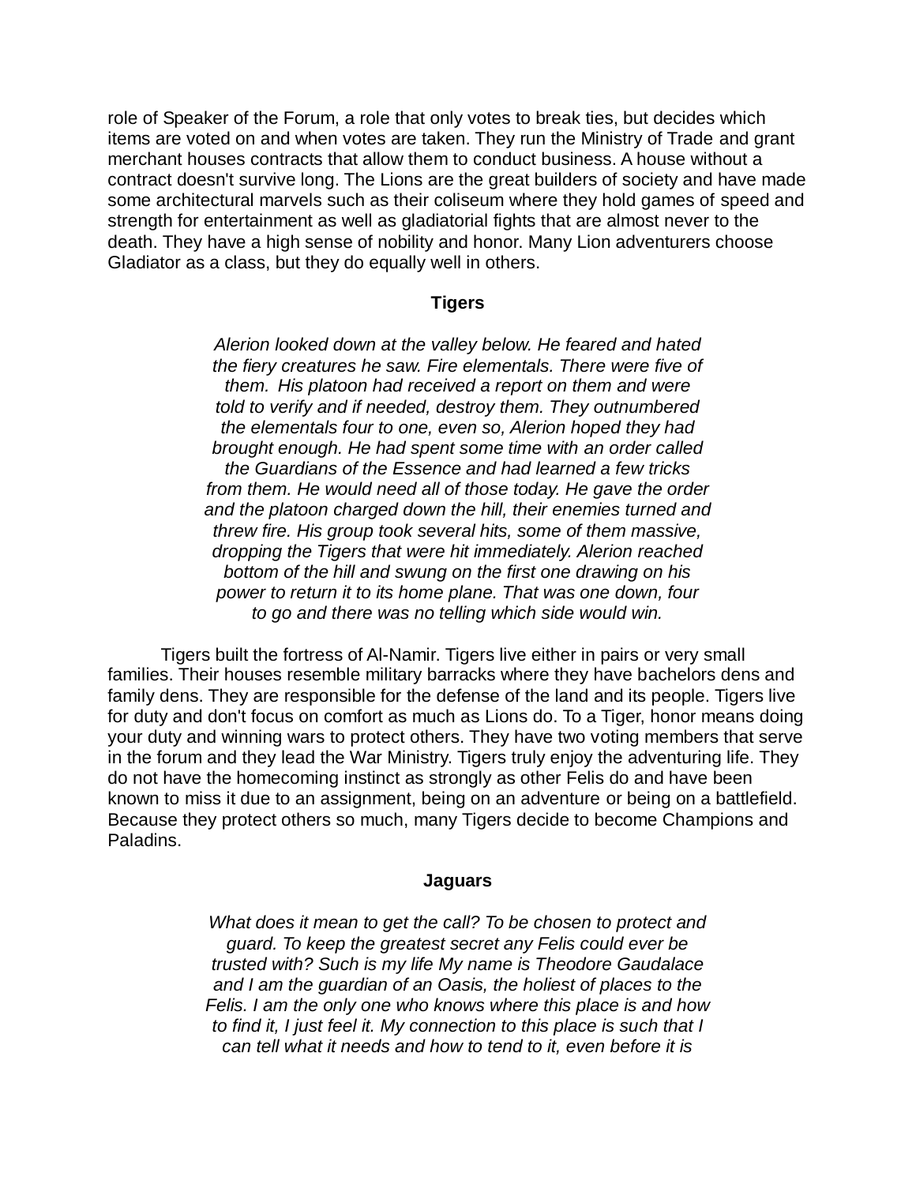role of Speaker of the Forum, a role that only votes to break ties, but decides which items are voted on and when votes are taken. They run the Ministry of Trade and grant merchant houses contracts that allow them to conduct business. A house without a contract doesn't survive long. The Lions are the great builders of society and have made some architectural marvels such as their coliseum where they hold games of speed and strength for entertainment as well as gladiatorial fights that are almost never to the death. They have a high sense of nobility and honor. Many Lion adventurers choose Gladiator as a class, but they do equally well in others.

### Tigers

*Alerion looked down at the valley below. He feared and hated the fiery creatures he saw. Fire elementals. There were five of them. His platoon had received a report on them and were told to verify and if needed, destroy them. They outnumbered the elementals four to one, even so, Alerion hoped they had brought enough. He had spent some time with an order called the Guardians of the Essence and had learned a few tricks from them. He would need all of those today. He gave the order and the platoon charged down the hill, their enemies turned and threw fire. His group took several hits, some of them massive, dropping the Tigers that were hit immediately. Alerion reached bottom of the hill and swung on the first one drawing on his power to return it to its home plane. That was one down, four to go and there was no telling which side would win.*

Tigers built the fortress of Al-Namir. Tigers live either in pairs or very small families. Their houses resemble military barracks where they have bachelors dens and family dens. They are responsible for the defense of the land and its people. Tigers live for duty and don't focus on comfort as much as Lions do. To a Tiger, honor means doing your duty and winning wars to protect others. They have two voting members that serve in the forum and they lead the War Ministry. Tigers truly enjoy the adventuring life. They do not have the homecoming instinct as strongly as other Felis do and have been known to miss it due to an assignment, being on an adventure or being on a battlefield. Because they protect others so much, many Tigers decide to become Champions and Paladins.

### Jaguars

*What does it mean to get the call? To be chosen to protect and guard. To keep the greatest secret any Felis could ever be trusted with? Such is my life My name is Theodore Gaudalace and I am the guardian of an Oasis, the holiest of places to the Felis. I am the only one who knows where this place is and how to find it, I just feel it. My connection to this place is such that I can tell what it needs and how to tend to it, even before it is*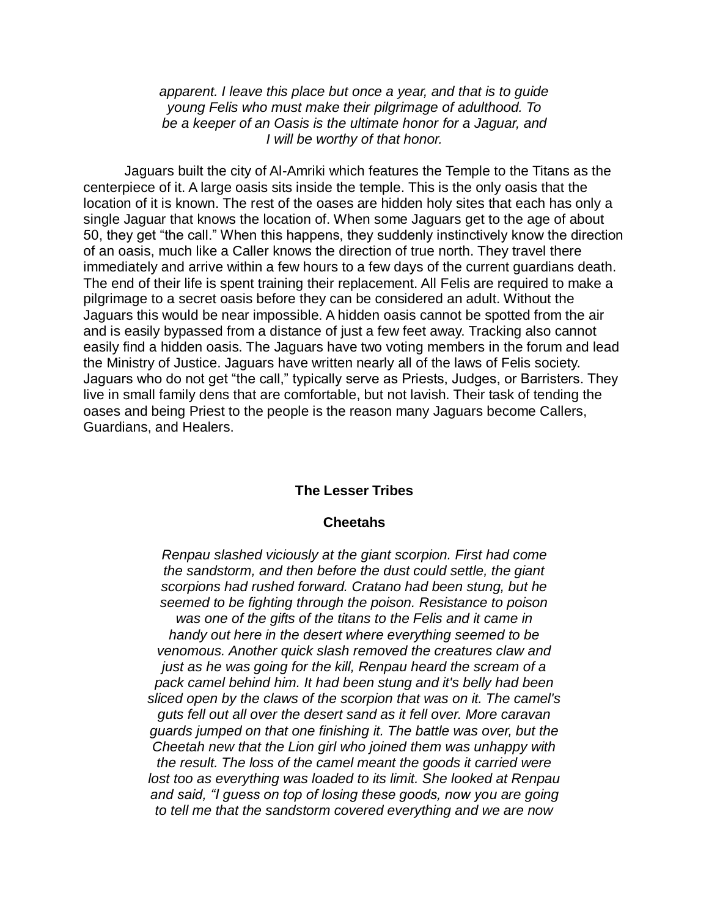*apparent. I leave this place but once a year, and that is to guide young Felis who must make their pilgrimage of adulthood. To be a keeper of an Oasis is the ultimate honor for a Jaguar, and I will be worthy of that honor.*

Jaguars built the city of Al-Amriki which features the Temple to the Titans as the centerpiece of it. A large oasis sits inside the temple. This is the only oasis that the location of it is known. The rest of the oases are hidden holy sites that each has only a single Jaguar that knows the location of. When some Jaguars get to the age of about 50, they get “the call.” When this happens, they suddenly instinctively know the direction of an oasis, much like a Caller knows the direction of true north. They travel there immediately and arrive within a few hours to a few days of the current guardians death. The end of their life is spent training their replacement. All Felis are required to make a pilgrimage to a secret oasis before they can be considered an adult. Without the Jaguars this would be near impossible. A hidden oasis cannot be spotted from the air and is easily bypassed from a distance of just a few feet away. Tracking also cannot easily find a hidden oasis. The Jaguars have two voting members in the forum and lead the Ministry of Justice. Jaguars have written nearly all of the laws of Felis society. Jaguars who do not get “the call,” typically serve as Priests, Judges, or Barristers. They live in small family dens that are comfortable, but not lavish. Their task of tending the oases and being Priest to the people is the reason many Jaguars become Callers, Guardians, and Healers.

## The Lesser Tribes

### Cheetahs

*Renpau slashed viciously at the giant scorpion. First had come the sandstorm, and then before the dust could settle, the giant scorpions had rushed forward. Cratano had been stung, but he seemed to be fighting through the poison. Resistance to poison was one of the gifts of the titans to the Felis and it came in handy out here in the desert where everything seemed to be venomous. Another quick slash removed the creatures claw and just as he was going for the kill, Renpau heard the scream of a pack camel behind him. It had been stung and it's belly had been sliced open by the claws of the scorpion that was on it. The camel's guts fell out all over the desert sand as it fell over. More caravan guards jumped on that one finishing it. The battle was over, but the Cheetah new that the Lion girl who joined them was unhappy with the result. The loss of the camel meant the goods it carried were lost too as everything was loaded to its limit. She looked at Renpau and said, “I guess on top of losing these goods, now you are going to tell me that the sandstorm covered everything and we are now*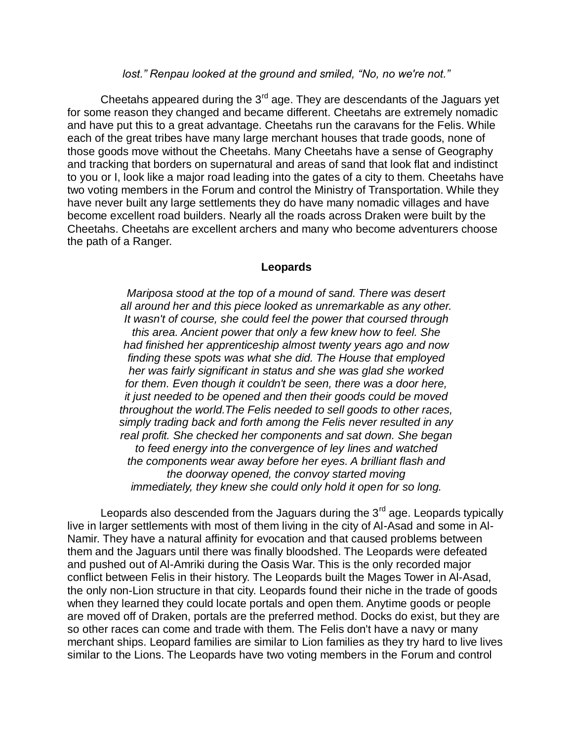*lost." Renpau looked at the ground and smiled, "No, no we're not."*

Cheetahs appeared during the 3rd age. They are descendants of the Jaguars yet for some reason they changed and became different. Cheetahs are extremely nomadic and have put this to a great advantage. Cheetahs run the caravans for the Felis. While each of the great tribes have many large merchant houses that trade goods, none of those goods move without the Cheetahs. Many Cheetahs have a sense of Geography and tracking that borders on supernatural and areas of sand that look flat and indistinct to you or I, look like a major road leading into the gates of a city to them. Cheetahs have two voting members in the Forum and control the Ministry of Transportation. While they have never built any large settlements they do have many nomadic villages and have become excellent road builders. Nearly all the roads across Draken were built by the Cheetahs. Cheetahs are excellent archers and many who become adventurers choose the path of a Ranger.

### Leopards

*Mariposa stood at the top of a mound of sand. There was desert all around her and this piece looked as unremarkable as any other. It wasn't of course, she could feel the power that coursed through this area. Ancient power that only a few knew how to feel. She had finished her apprenticeship almost twenty years ago and now finding these spots was what she did. The House that employed her was fairly significant in status and she was glad she worked for them. Even though it couldn't be seen, there was a door here, it just needed to be opened and then their goods could be moved throughout the world.The Felis needed to sell goods to other races, simply trading back and forth among the Felis never resulted in any real profit. She checked her components and sat down. She began to feed energy into the convergence of ley lines and watched the components wear away before her eyes. A brilliant flash and the doorway opened, the convoy started moving immediately, they knew she could only hold it open for so long.*

Leopards also descended from the Jaguars during the 3rd age. Leopards typically live in larger settlements with most of them living in the city of Al-Asad and some in Al-Namir. They have a natural affinity for evocation and that caused problems between them and the Jaguars until there was finally bloodshed. The Leopards were defeated and pushed out of Al-Amriki during the Oasis War. This is the only recorded major conflict between Felis in their history. The Leopards built the Mages Tower in Al-Asad, the only non-Lion structure in that city. Leopards found their niche in the trade of goods when they learned they could locate portals and open them. Anytime goods or people are moved off of Draken, portals are the preferred method. Docks do exist, but they are so other races can come and trade with them. The Felis don't have a navy or many merchant ships. Leopard families are similar to Lion families as they try hard to live lives similar to the Lions. The Leopards have two voting members in the Forum and control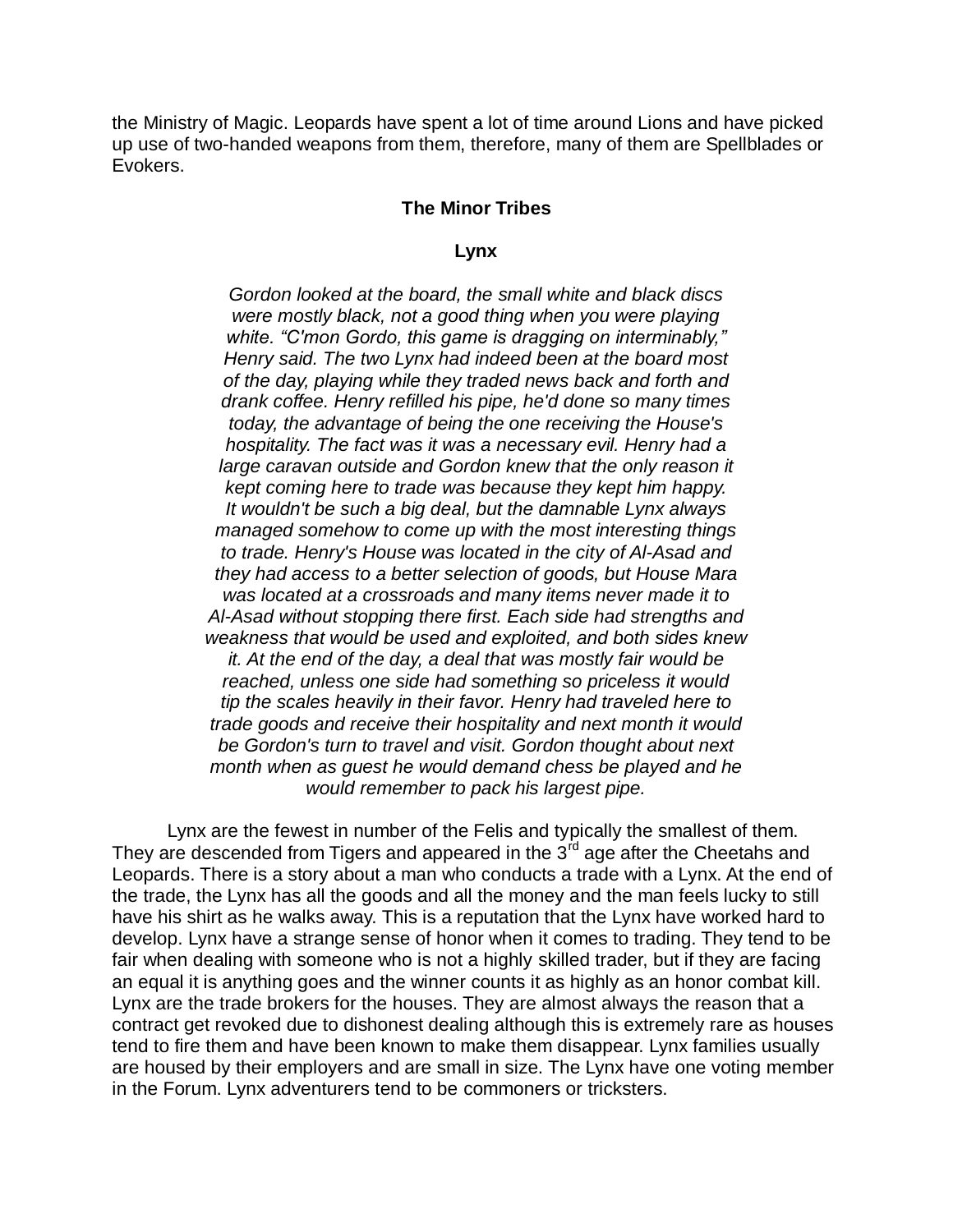the Ministry of Magic. Leopards have spent a lot of time around Lions and have picked up use of two-handed weapons from them, therefore, many of them are Spellblades or Evokers.

## The Minor Tribes

### Lynx

*Gordon looked at the board, the small white and black discs were mostly black, not a good thing when you were playing white. "C'mon Gordo, this game is dragging on interminably," Henry said. The two Lynx had indeed been at the board most of the day, playing while they traded news back and forth and drank coffee. Henry refilled his pipe, he'd done so many times today, the advantage of being the one receiving the House's hospitality. The fact was it was a necessary evil. Henry had a large caravan outside and Gordon knew that the only reason it kept coming here to trade was because they kept him happy. It wouldn't be such a big deal, but the damnable Lynx always managed somehow to come up with the most interesting things to trade. Henry's House was located in the city of Al-Asad and they had access to a better selection of goods, but House Mara was located at a crossroads and many items never made it to Al-Asad without stopping there first. Each side had strengths and weakness that would be used and exploited, and both sides knew it. At the end of the day, a deal that was mostly fair would be reached, unless one side had something so priceless it would tip the scales heavily in their favor. Henry had traveled here to trade goods and receive their hospitality and next month it would be Gordon's turn to travel and visit. Gordon thought about next month when as guest he would demand chess be played and he would remember to pack his largest pipe.*

Lynx are the fewest in number of the Felis and typically the smallest of them. They are descended from Tigers and appeared in the 3rd age after the Cheetahs and Leopards. There is a story about a man who conducts a trade with a Lynx. At the end of the trade, the Lynx has all the goods and all the money and the man feels lucky to still have his shirt as he walks away. This is a reputation that the Lynx have worked hard to develop. Lynx have a strange sense of honor when it comes to trading. They tend to be fair when dealing with someone who is not a highly skilled trader, but if they are facing an equal it is anything goes and the winner counts it as highly as an honor combat kill. Lynx are the trade brokers for the houses. They are almost always the reason that a contract get revoked due to dishonest dealing although this is extremely rare as houses tend to fire them and have been known to make them disappear. Lynx families usually are housed by their employers and are small in size. The Lynx have one voting member in the Forum. Lynx adventurers tend to be commoners or tricksters.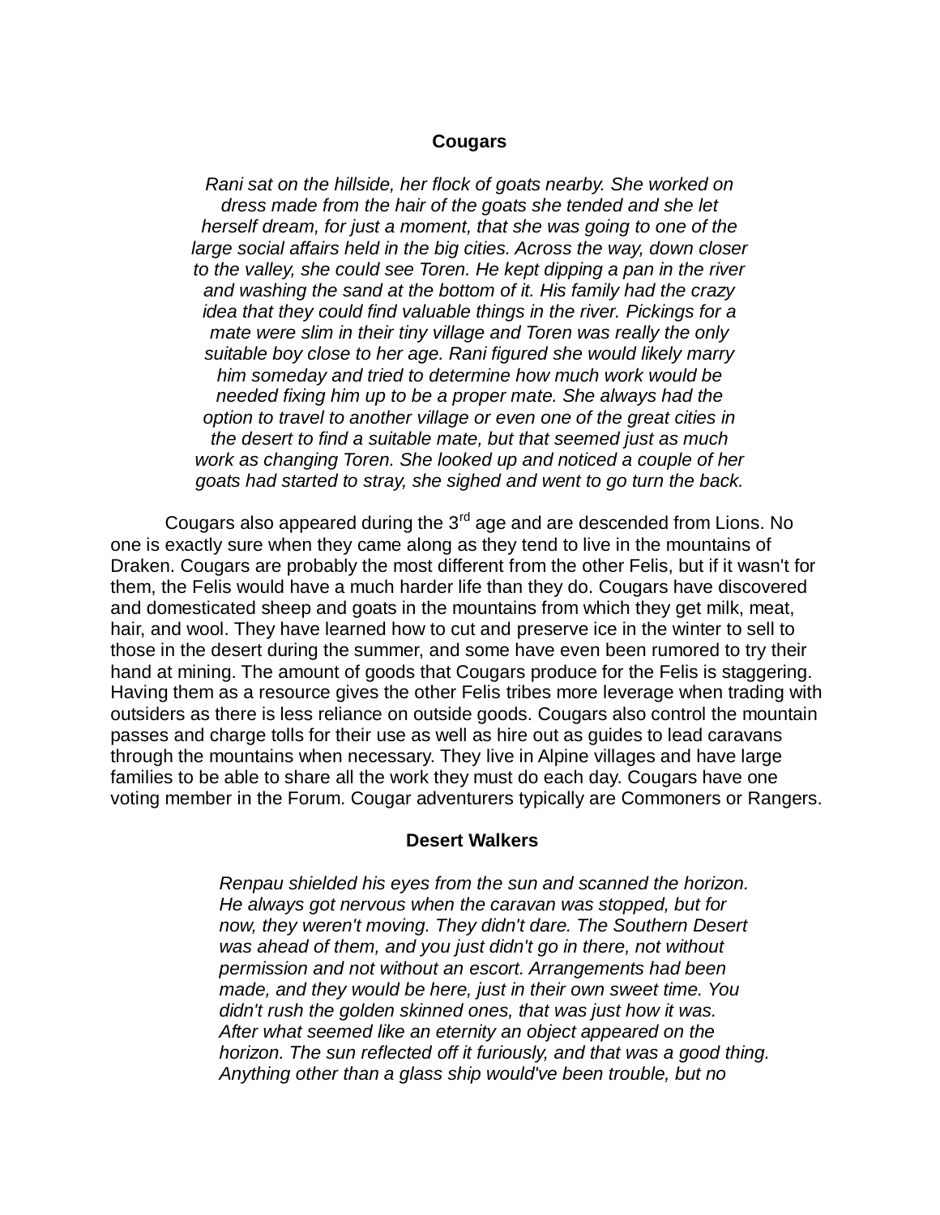## Cougars

*Rani sat on the hillside, her flock of goats nearby. She worked on dress made from the hair of the goats she tended and she let herself dream, for just a moment, that she was going to one of the large social affairs held in the big cities. Across the way, down closer to the valley, she could see Toren. He kept dipping a pan in the river and washing the sand at the bottom of it. His family had the crazy idea that they could find valuable things in the river. Pickings for a mate were slim in their tiny village and Toren was really the only suitable boy close to her age. Rani figured she would likely marry him someday and tried to determine how much work would be needed fixing him up to be a proper mate. She always had the option to travel to another village or even one of the great cities in the desert to find a suitable mate, but that seemed just as much work as changing Toren. She looked up and noticed a couple of her goats had started to stray, she sighed and went to go turn the back.*

Cougars also appeared during the 3rd age and are descended from Lions. No one is exactly sure when they came along as they tend to live in the mountains of Draken. Cougars are probably the most different from the other Felis, but if it wasn't for them, the Felis would have a much harder life than they do. Cougars have discovered and domesticated sheep and goats in the mountains from which they get milk, meat, hair, and wool. They have learned how to cut and preserve ice in the winter to sell to those in the desert during the summer, and some have even been rumored to try their hand at mining. The amount of goods that Cougars produce for the Felis is staggering. Having them as a resource gives the other Felis tribes more leverage when trading with outsiders as there is less reliance on outside goods. Cougars also control the mountain passes and charge tolls for their use as well as hire out as guides to lead caravans through the mountains when necessary. They live in Alpine villages and have large families to be able to share all the work they must do each day. Cougars have one voting member in the Forum. Cougar adventurers typically are Commoners or Rangers.

## Desert Walkers

*Renpau shielded his eyes from the sun and scanned the horizon. He always got nervous when the caravan was stopped, but for now, they weren't moving. They didn't dare. The Southern Desert was ahead of them, and you just didn't go in there, not without permission and not without an escort. Arrangements had been made, and they would be here, just in their own sweet time. You didn't rush the golden skinned ones, that was just how it was. After what seemed like an eternity an object appeared on the horizon. The sun reflected off it furiously, and that was a good thing. Anything other than a glass ship would've been trouble, but no*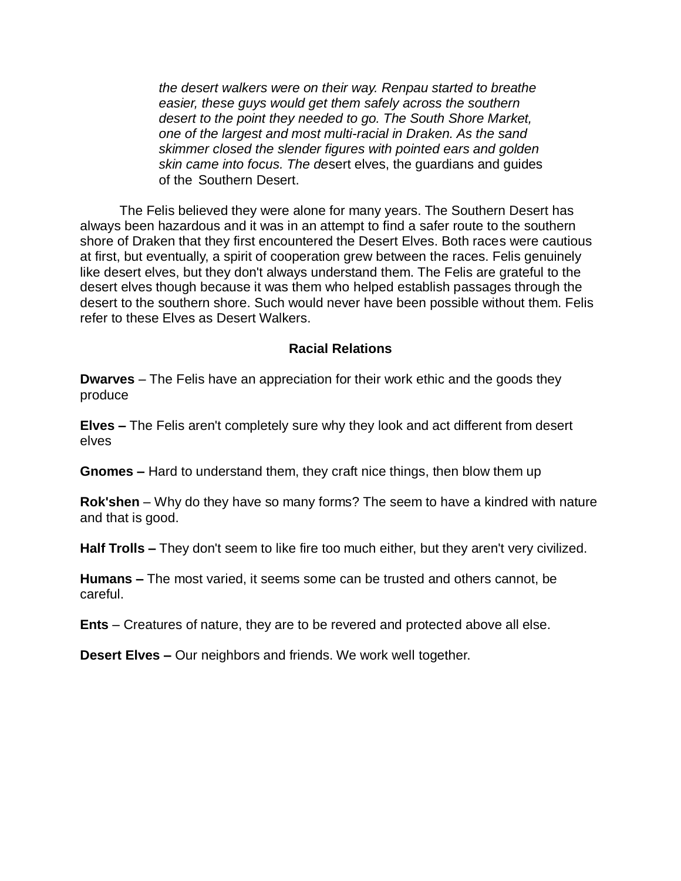*the desert walkers were on their way. Renpau started to breathe easier, these guys would get them safely across the southern desert to the point they needed to go. The South Shore Market, one of the largest and most multi-racial in Draken. As the sand skimmer closed the slender figures with pointed ears and golden skin came into focus. The de*sert elves, the guardians and guides of the Southern Desert.

The Felis believed they were alone for many years. The Southern Desert has always been hazardous and it was in an attempt to find a safer route to the southern shore of Draken that they first encountered the Desert Elves. Both races were cautious at first, but eventually, a spirit of cooperation grew between the races. Felis genuinely like desert elves, but they don't always understand them. The Felis are grateful to the desert elves though because it was them who helped establish passages through the desert to the southern shore. Such would never have been possible without them. Felis refer to these Elves as Desert Walkers.

**Racial Relations**

**Dwarves** – The Felis have an appreciation for their work ethic and the goods they produce

**Elves –** The Felis aren't completely sure why they look and act different from desert elves

**Gnomes –** Hard to understand them, they craft nice things, then blow them up

**Rok'shen** – Why do they have so many forms? The seem to have a kindred with nature and that is good.

**Half Trolls –** They don't seem to like fire too much either, but they aren't very civilized.

**Humans –** The most varied, it seems some can be trusted and others cannot, be careful.

**Ents** – Creatures of nature, they are to be revered and protected above all else.

**Desert Elves –** Our neighbors and friends. We work well together.